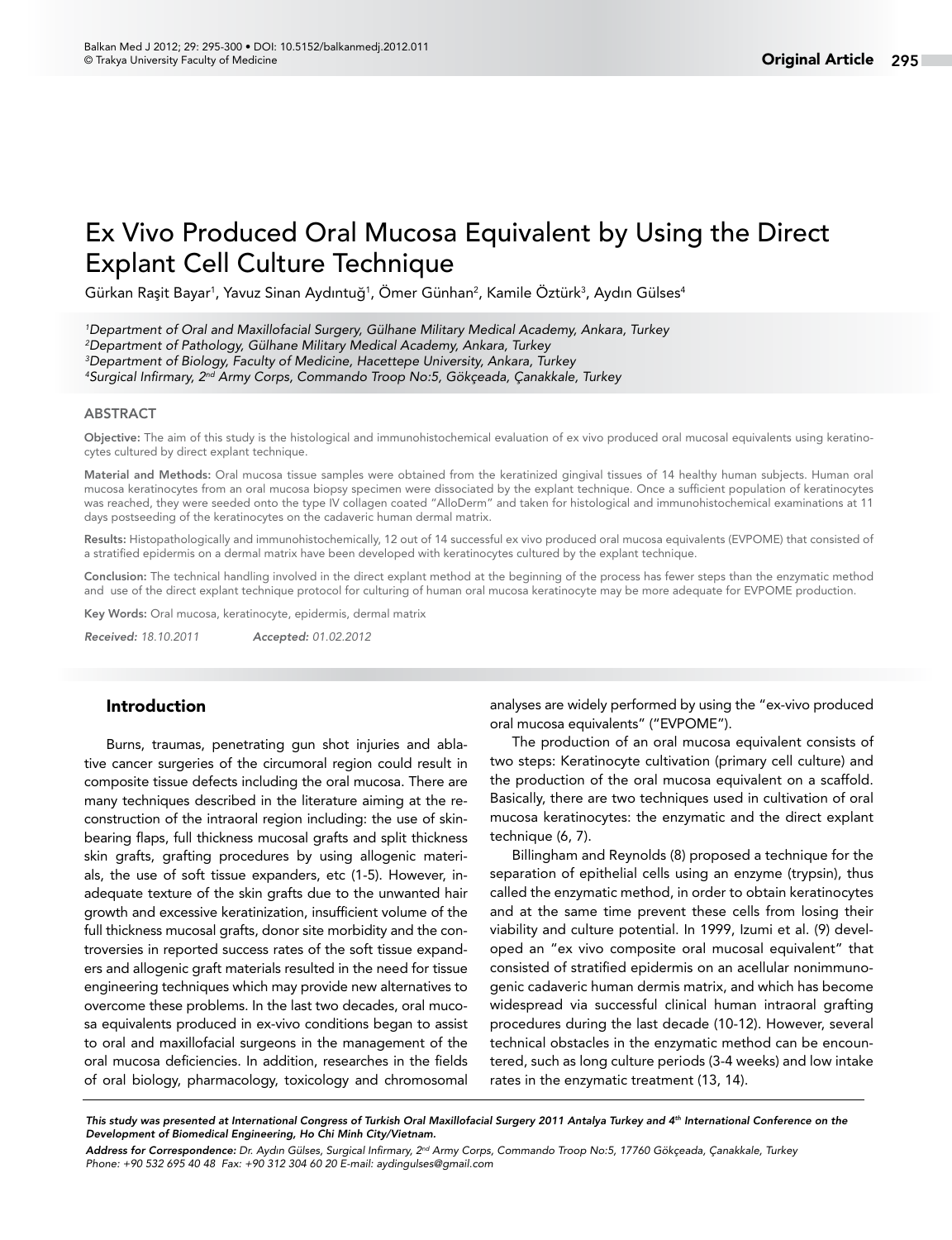# Ex Vivo Produced Oral Mucosa Equivalent by Using the Direct Explant Cell Culture Technique

Gürkan Raşit Bayar[1], Yavuz Sinan Aydıntuğ[1], Ömer Günhan[2], Kamile Öztürk[3], Aydın Gülses[4]

*[1]Department of Oral and Maxillofacial Surgery, Gülhane Military Medical Academy, Ankara, Turkey*
*[2]Department of Pathology, Gülhane Military Medical Academy, Ankara, Turkey*
*[3]Department of Biology, Faculty of Medicine, Hacettepe University, Ankara, Turkey*
*[4]Surgical Infirmary, 2nd Army Corps, Commando Troop No:5, Gökçeada, Çanakkale, Turkey*

## ABSTRACT

**Objective:** The aim of this study is the histological and immunohistochemical evaluation of ex vivo produced oral mucosal equivalents using keratinocytes cultured by direct explant technique.

**Material and Methods:** Oral mucosa tissue samples were obtained from the keratinized gingival tissues of 14 healthy human subjects. Human oral mucosa keratinocytes from an oral mucosa biopsy specimen were dissociated by the explant technique. Once a sufficient population of keratinocytes was reached, they were seeded onto the type IV collagen coated "AlloDerm" and taken for histological and immunohistochemical examinations at 11 days postseeding of the keratinocytes on the cadaveric human dermal matrix.

**Results:** Histopathologically and immunohistochemically, 12 out of 14 successful ex vivo produced oral mucosa equivalents (EVPOME) that consisted of a stratified epidermis on a dermal matrix have been developed with keratinocytes cultured by the explant technique.

**Conclusion:** The technical handling involved in the direct explant method at the beginning of the process has fewer steps than the enzymatic method and use of the direct explant technique protocol for culturing of human oral mucosa keratinocyte may be more adequate for EVPOME production.

**Key Words:** Oral mucosa, keratinocyte, epidermis, dermal matrix

*Received: 18.10.2011* *Accepted: 01.02.2012*

## Introduction

Burns, traumas, penetrating gun shot injuries and ablative cancer surgeries of the circumoral region could result in composite tissue defects including the oral mucosa. There are many techniques described in the literature aiming at the reconstruction of the intraoral region including: the use of skin-bearing flaps, full thickness mucosal grafts and split thickness skin grafts, grafting procedures by using allogenic materials, the use of soft tissue expanders, etc (1-5). However, inadequate texture of the skin grafts due to the unwanted hair growth and excessive keratinization, insufficient volume of the full thickness mucosal grafts, donor site morbidity and the controversies in reported success rates of the soft tissue expanders and allogenic graft materials resulted in the need for tissue engineering techniques which may provide new alternatives to overcome these problems. In the last two decades, oral mucosa equivalents produced in ex-vivo conditions began to assist to oral and maxillofacial surgeons in the management of the oral mucosa deficiencies. In addition, researches in the fields of oral biology, pharmacology, toxicology and chromosomal analyses are widely performed by using the "ex-vivo produced oral mucosa equivalents" ("EVPOME").

The production of an oral mucosa equivalent consists of two steps: Keratinocyte cultivation (primary cell culture) and the production of the oral mucosa equivalent on a scaffold. Basically, there are two techniques used in cultivation of oral mucosa keratinocytes: the enzymatic and the direct explant technique (6, 7).

Billingham and Reynolds (8) proposed a technique for the separation of epithelial cells using an enzyme (trypsin), thus called the enzymatic method, in order to obtain keratinocytes and at the same time prevent these cells from losing their viability and culture potential. In 1999, Izumi et al. (9) developed an "ex vivo composite oral mucosal equivalent" that consisted of stratified epidermis on an acellular nonimmunogenic cadaveric human dermis matrix, and which has become widespread via successful clinical human intraoral grafting procedures during the last decade (10-12). However, several technical obstacles in the enzymatic method can be encountered, such as long culture periods (3-4 weeks) and low intake rates in the enzymatic treatment (13, 14).

*This study was presented at International Congress of Turkish Oral Maxillofacial Surgery 2011 Antalya Turkey and 4th International Conference on the Development of Biomedical Engineering, Ho Chi Minh City/Vietnam.*

*Address for Correspondence: Dr. Aydın Gülses, Surgical Infirmary, 2nd Army Corps, Commando Troop No:5, 17760 Gökçeada, Çanakkale, Turkey*
*Phone: +90 532 695 40 48 Fax: +90 312 304 60 20 E-mail: aydingulses@gmail.com*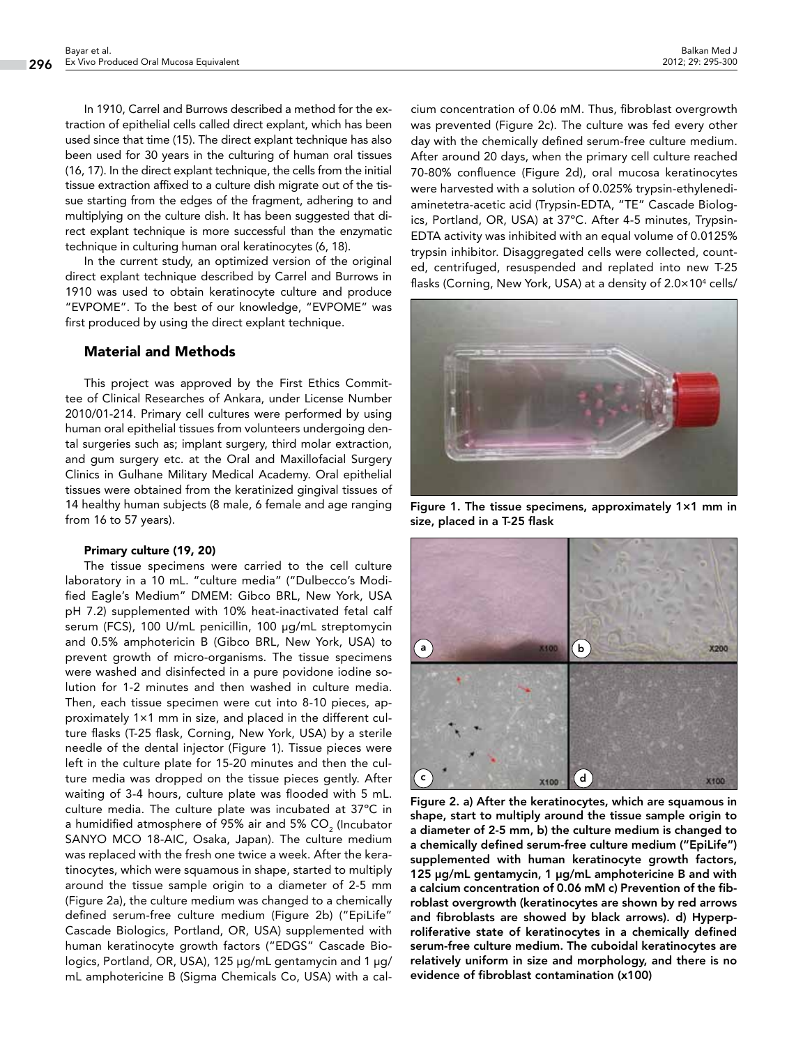In 1910, Carrel and Burrows described a method for the extraction of epithelial cells called direct explant, which has been used since that time (15). The direct explant technique has also been used for 30 years in the culturing of human oral tissues (16, 17). In the direct explant technique, the cells from the initial tissue extraction affixed to a culture dish migrate out of the tissue starting from the edges of the fragment, adhering to and multiplying on the culture dish. It has been suggested that direct explant technique is more successful than the enzymatic technique in culturing human oral keratinocytes (6, 18).

In the current study, an optimized version of the original direct explant technique described by Carrel and Burrows in 1910 was used to obtain keratinocyte culture and produce "EVPOME". To the best of our knowledge, "EVPOME" was first produced by using the direct explant technique.

## Material and Methods

This project was approved by the First Ethics Committee of Clinical Researches of Ankara, under License Number 2010/01-214. Primary cell cultures were performed by using human oral epithelial tissues from volunteers undergoing dental surgeries such as; implant surgery, third molar extraction, and gum surgery etc. at the Oral and Maxillofacial Surgery Clinics in Gulhane Military Medical Academy. Oral epithelial tissues were obtained from the keratinized gingival tissues of 14 healthy human subjects (8 male, 6 female and age ranging from 16 to 57 years).

### Primary culture (19, 20)

The tissue specimens were carried to the cell culture laboratory in a 10 mL. "culture media" ("Dulbecco's Modified Eagle's Medium" DMEM: Gibco BRL, New York, USA pH 7.2) supplemented with 10% heat-inactivated fetal calf serum (FCS), 100 U/mL penicillin, 100 μg/mL streptomycin and 0.5% amphotericin B (Gibco BRL, New York, USA) to prevent growth of micro-organisms. The tissue specimens were washed and disinfected in a pure povidone iodine solution for 1-2 minutes and then washed in culture media. Then, each tissue specimen were cut into 8-10 pieces, approximately 1×1 mm in size, and placed in the different culture flasks (T-25 flask, Corning, New York, USA) by a sterile needle of the dental injector (Figure 1). Tissue pieces were left in the culture plate for 15-20 minutes and then the culture media was dropped on the tissue pieces gently. After waiting of 3-4 hours, culture plate was flooded with 5 mL. culture media. The culture plate was incubated at 37°C in a humidified atmosphere of 95% air and 5% $CO_2$ (Incubator SANYO MCO 18-AIC, Osaka, Japan). The culture medium was replaced with the fresh one twice a week. After the keratinocytes, which were squamous in shape, started to multiply around the tissue sample origin to a diameter of 2-5 mm (Figure 2a), the culture medium was changed to a chemically defined serum-free culture medium (Figure 2b) ("EpiLife" Cascade Biologics, Portland, OR, USA) supplemented with human keratinocyte growth factors ("EDGS" Cascade Biologics, Portland, OR, USA), 125 μg/mL gentamycin and 1 μg/mL amphotericine B (Sigma Chemicals Co, USA) with a calcium concentration of 0.06 mM. Thus, fibroblast overgrowth was prevented (Figure 2c). The culture was fed every other day with the chemically defined serum-free culture medium. After around 20 days, when the primary cell culture reached 70-80% confluence (Figure 2d), oral mucosa keratinocytes were harvested with a solution of 0.025% trypsin-ethylenediaminetetra-acetic acid (Trypsin-EDTA, "TE" Cascade Biologics, Portland, OR, USA) at 37°C. After 4-5 minutes, Trypsin-EDTA activity was inhibited with an equal volume of 0.0125% trypsin inhibitor. Disaggregated cells were collected, counted, centrifuged, resuspended and replated into new T-25 flasks (Corning, New York, USA) at a density of $2.0 \times 10^4$ cells/

**Figure 1. The tissue specimens, approximately 1×1 mm in size, placed in a T-25 flask**

**Figure 2. a) After the keratinocytes, which are squamous in shape, start to multiply around the tissue sample origin to a diameter of 2-5 mm, b) the culture medium is changed to a chemically defined serum-free culture medium ("EpiLife") supplemented with human keratinocyte growth factors, 125 μg/mL gentamycin, 1 μg/mL amphotericine B and with a calcium concentration of 0.06 mM c) Prevention of the fibroblast overgrowth (keratinocytes are shown by red arrows and fibroblasts are showed by black arrows). d) Hyperproliferative state of keratinocytes in a chemically defined serum-free culture medium. The cuboidal keratinocytes are relatively uniform in size and morphology, and there is no evidence of fibroblast contamination (x100)**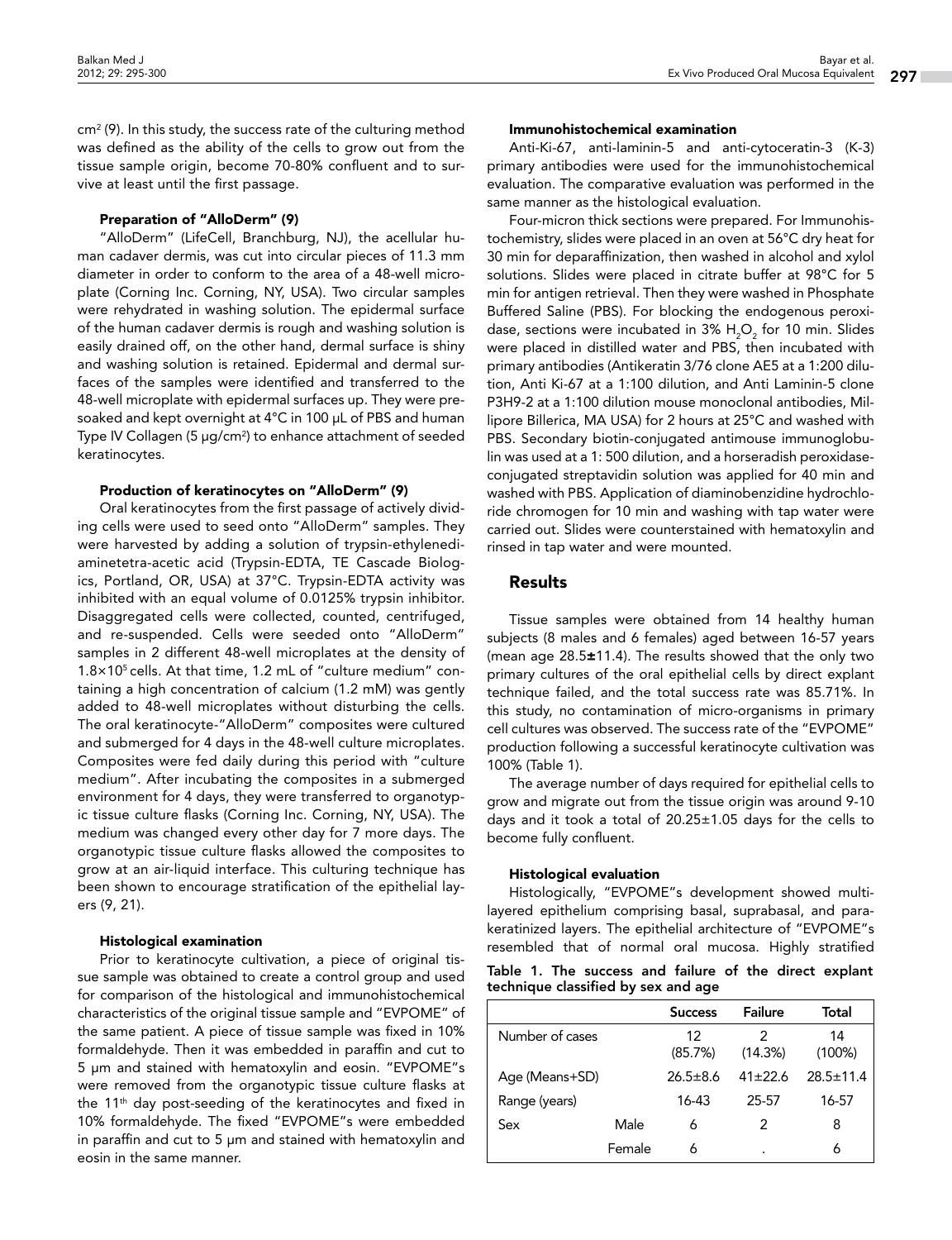$cm^2$ (9). In this study, the success rate of the culturing method was defined as the ability of the cells to grow out from the tissue sample origin, become 70-80% confluent and to survive at least until the first passage.

#### Preparation of "AlloDerm" (9)

"AlloDerm" (LifeCell, Branchburg, NJ), the acellular human cadaver dermis, was cut into circular pieces of 11.3 mm diameter in order to conform to the area of a 48-well microplate (Corning Inc. Corning, NY, USA). Two circular samples were rehydrated in washing solution. The epidermal surface of the human cadaver dermis is rough and washing solution is easily drained off, on the other hand, dermal surface is shiny and washing solution is retained. Epidermal and dermal surfaces of the samples were identified and transferred to the 48-well microplate with epidermal surfaces up. They were presoaked and kept overnight at 4°C in 100 µL of PBS and human Type IV Collagen (5 µg/$cm^2$) to enhance attachment of seeded keratinocytes.

#### Production of keratinocytes on "AlloDerm" (9)

Oral keratinocytes from the first passage of actively dividing cells were used to seed onto "AlloDerm" samples. They were harvested by adding a solution of trypsin-ethylenediaminetetra-acetic acid (Trypsin-EDTA, TE Cascade Biologics, Portland, OR, USA) at 37°C. Trypsin-EDTA activity was inhibited with an equal volume of 0.0125% trypsin inhibitor. Disaggregated cells were collected, counted, centrifuged, and re-suspended. Cells were seeded onto "AlloDerm" samples in 2 different 48-well microplates at the density of $1.8\times10^5$ cells. At that time, 1.2 mL of "culture medium" containing a high concentration of calcium (1.2 mM) was gently added to 48-well microplates without disturbing the cells. The oral keratinocyte-"AlloDerm" composites were cultured and submerged for 4 days in the 48-well culture microplates. Composites were fed daily during this period with "culture medium". After incubating the composites in a submerged environment for 4 days, they were transferred to organotypic tissue culture flasks (Corning Inc. Corning, NY, USA). The medium was changed every other day for 7 more days. The organotypic tissue culture flasks allowed the composites to grow at an air-liquid interface. This culturing technique has been shown to encourage stratification of the epithelial layers (9, 21).

#### Histological examination

Prior to keratinocyte cultivation, a piece of original tissue sample was obtained to create a control group and used for comparison of the histological and immunohistochemical characteristics of the original tissue sample and "EVPOME" of the same patient. A piece of tissue sample was fixed in 10% formaldehyde. Then it was embedded in paraffin and cut to 5 µm and stained with hematoxylin and eosin. "EVPOME"s were removed from the organotypic tissue culture flasks at the 11th day post-seeding of the keratinocytes and fixed in 10% formaldehyde. The fixed "EVPOME"s were embedded in paraffin and cut to 5 µm and stained with hematoxylin and eosin in the same manner.

#### Immunohistochemical examination

Anti-Ki-67, anti-laminin-5 and anti-cytoceratin-3 (K-3) primary antibodies were used for the immunohistochemical evaluation. The comparative evaluation was performed in the same manner as the histological evaluation.

Four-micron thick sections were prepared. For Immunohistochemistry, slides were placed in an oven at 56°C dry heat for 30 min for deparaffinization, then washed in alcohol and xylol solutions. Slides were placed in citrate buffer at 98°C for 5 min for antigen retrieval. Then they were washed in Phosphate Buffered Saline (PBS). For blocking the endogenous peroxidase, sections were incubated in 3% $H_2O_2$ for 10 min. Slides were placed in distilled water and PBS, then incubated with primary antibodies (Antikeratin 3/76 clone AE5 at a 1:200 dilution, Anti Ki-67 at a 1:100 dilution, and Anti Laminin-5 clone P3H9-2 at a 1:100 dilution mouse monoclonal antibodies, Millipore Billerica, MA USA) for 2 hours at 25°C and washed with PBS. Secondary biotin-conjugated antimouse immunoglobulin was used at a 1: 500 dilution, and a horseradish peroxidase-conjugated streptavidin solution was applied for 40 min and washed with PBS. Application of diaminobenzidine hydrochloride chromogen for 10 min and washing with tap water were carried out. Slides were counterstained with hematoxylin and rinsed in tap water and were mounted.

## Results

Tissue samples were obtained from 14 healthy human subjects (8 males and 6 females) aged between 16-57 years (mean age 28.5±11.4). The results showed that the only two primary cultures of the oral epithelial cells by direct explant technique failed, and the total success rate was 85.71%. In this study, no contamination of micro-organisms in primary cell cultures was observed. The success rate of the "EVPOME" production following a successful keratinocyte cultivation was 100% (Table 1).

The average number of days required for epithelial cells to grow and migrate out from the tissue origin was around 9-10 days and it took a total of 20.25±1.05 days for the cells to become fully confluent.

#### Histological evaluation

Histologically, "EVPOME"s development showed multilayered epithelium comprising basal, suprabasal, and parakeratinized layers. The epithelial architecture of "EVPOME"s resembled that of normal oral mucosa. Highly stratified

**Table 1. The success and failure of the direct explant technique classified by sex and age**

| | | Success | Failure | Total |
|---|---|---|---|---|
| Number of cases | | 12 (85.7%) | 2 (14.3%) | 14 (100%) |
| Age (Means+SD) | | 26.5±8.6 | 41±22.6 | 28.5±11.4 |
| Range (years) | | 16-43 | 25-57 | 16-57 |
| Sex | Male | 6 | 2 | 8 |
| | Female | 6 | . | 6 |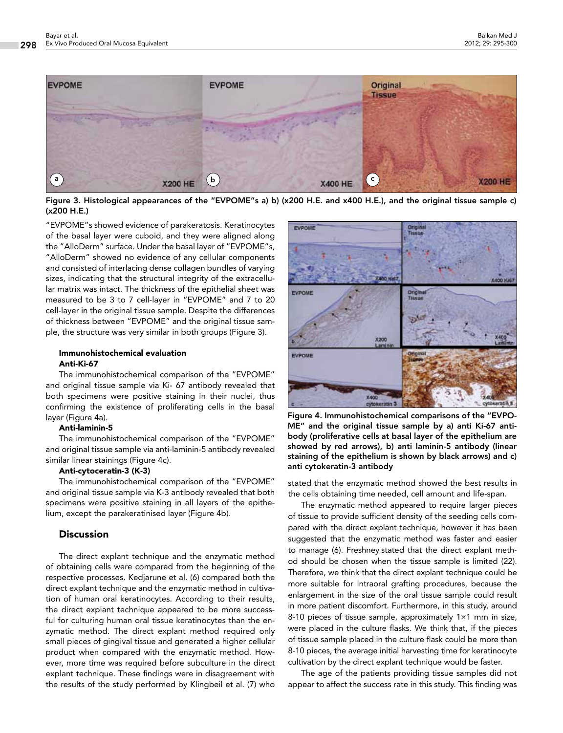Figure 3. Histological appearances of the "EVPOME"s a) b) (x200 H.E. and x400 H.E.), and the original tissue sample c) (x200 H.E.)

"EVPOME"s showed evidence of parakeratosis. Keratinocytes of the basal layer were cuboid, and they were aligned along the "AlloDerm" surface. Under the basal layer of "EVPOME"s, "AlloDerm" showed no evidence of any cellular components and consisted of interlacing dense collagen bundles of varying sizes, indicating that the structural integrity of the extracellular matrix was intact. The thickness of the epithelial sheet was measured to be 3 to 7 cell-layer in "EVPOME" and 7 to 20 cell-layer in the original tissue sample. Despite the differences of thickness between "EVPOME" and the original tissue sample, the structure was very similar in both groups (Figure 3).

### Immunohistochemical evaluation

#### Anti-Ki-67

The immunohistochemical comparison of the "EVPOME" and original tissue sample via Ki- 67 antibody revealed that both specimens were positive staining in their nuclei, thus confirming the existence of proliferating cells in the basal layer (Figure 4a).

#### Anti-laminin-5

The immunohistochemical comparison of the "EVPOME" and original tissue sample via anti-laminin-5 antibody revealed similar linear stainings (Figure 4c).

#### Anti-cytoceratin-3 (K-3)

The immunohistochemical comparison of the "EVPOME" and original tissue sample via K-3 antibody revealed that both specimens were positive staining in all layers of the epithelium, except the parakeratinised layer (Figure 4b).

Figure 4. Immunohistochemical comparisons of the "EVPOME" and the original tissue sample by a) anti Ki-67 antibody (proliferative cells at basal layer of the epithelium are showed by red arrows), b) anti laminin-5 antibody (linear staining of the epithelium is shown by black arrows) and c) anti cytokeratin-3 antibody

## Discussion

The direct explant technique and the enzymatic method of obtaining cells were compared from the beginning of the respective processes. Kedjarune et al. (6) compared both the direct explant technique and the enzymatic method in cultivation of human oral keratinocytes. According to their results, the direct explant technique appeared to be more successful for culturing human oral tissue keratinocytes than the enzymatic method. The direct explant method required only small pieces of gingival tissue and generated a higher cellular product when compared with the enzymatic method. However, more time was required before subculture in the direct explant technique. These findings were in disagreement with the results of the study performed by Klingbeil et al. (7) who stated that the enzymatic method showed the best results in the cells obtaining time needed, cell amount and life-span.

The enzymatic method appeared to require larger pieces of tissue to provide sufficient density of the seeding cells compared with the direct explant technique, however it has been suggested that the enzymatic method was faster and easier to manage (6). Freshney stated that the direct explant method should be chosen when the tissue sample is limited (22). Therefore, we think that the direct explant technique could be more suitable for intraoral grafting procedures, because the enlargement in the size of the oral tissue sample could result in more patient discomfort. Furthermore, in this study, around 8-10 pieces of tissue sample, approximately 1×1 mm in size, were placed in the culture flasks. We think that, if the pieces of tissue sample placed in the culture flask could be more than 8-10 pieces, the average initial harvesting time for keratinocyte cultivation by the direct explant technique would be faster.

The age of the patients providing tissue samples did not appear to affect the success rate in this study. This finding was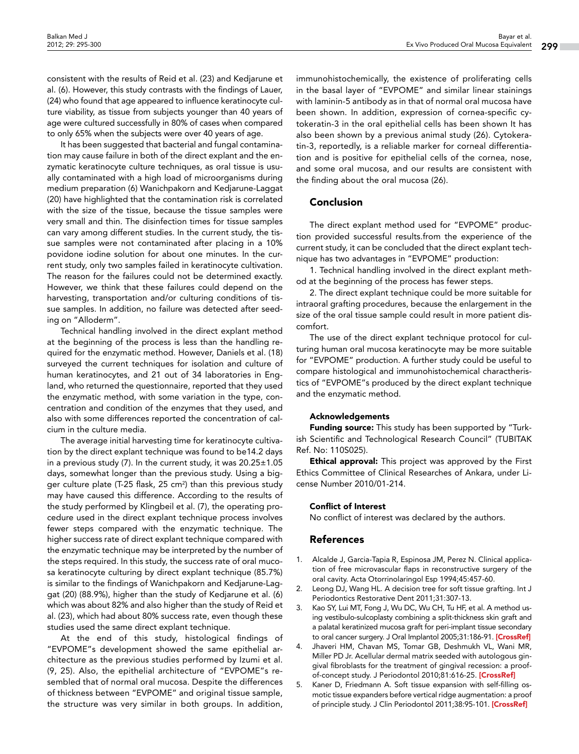consistent with the results of Reid et al. (23) and Kedjarune et al. (6). However, this study contrasts with the findings of Lauer, (24) who found that age appeared to influence keratinocyte culture viability, as tissue from subjects younger than 40 years of age were cultured successfully in 80% of cases when compared to only 65% when the subjects were over 40 years of age.

It has been suggested that bacterial and fungal contamination may cause failure in both of the direct explant and the enzymatic keratinocyte culture techniques, as oral tissue is usually contaminated with a high load of microorganisms during medium preparation (6) Wanichpakorn and Kedjarune-Laggat (20) have highlighted that the contamination risk is correlated with the size of the tissue, because the tissue samples were very small and thin. The disinfection times for tissue samples can vary among different studies. In the current study, the tissue samples were not contaminated after placing in a 10% povidone iodine solution for about one minutes. In the current study, only two samples failed in keratinocyte cultivation. The reason for the failures could not be determined exactly. However, we think that these failures could depend on the harvesting, transportation and/or culturing conditions of tissue samples. In addition, no failure was detected after seeding on "Alloderm".

Technical handling involved in the direct explant method at the beginning of the process is less than the handling required for the enzymatic method. However, Daniels et al. (18) surveyed the current techniques for isolation and culture of human keratinocytes, and 21 out of 34 laboratories in England, who returned the questionnaire, reported that they used the enzymatic method, with some variation in the type, concentration and condition of the enzymes that they used, and also with some differences reported the concentration of calcium in the culture media.

The average initial harvesting time for keratinocyte cultivation by the direct explant technique was found to be14.2 days in a previous study (7). In the current study, it was 20.25±1.05 days, somewhat longer than the previous study. Using a bigger culture plate (T-25 flask, 25 cm$^2$) than this previous study may have caused this difference. According to the results of the study performed by Klingbeil et al. (7), the operating procedure used in the direct explant technique process involves fewer steps compared with the enzymatic technique. The higher success rate of direct explant technique compared with the enzymatic technique may be interpreted by the number of the steps required. In this study, the success rate of oral mucosa keratinocyte culturing by direct explant technique (85.7%) is similar to the findings of Wanichpakorn and Kedjarune-Laggat (20) (88.9%), higher than the study of Kedjarune et al. (6) which was about 82% and also higher than the study of Reid et al. (23), which had about 80% success rate, even though these studies used the same direct explant technique.

At the end of this study, histological findings of "EVPOME"s development showed the same epithelial architecture as the previous studies performed by Izumi et al. (9, 25). Also, the epithelial architecture of "EVPOME"s resembled that of normal oral mucosa. Despite the differences of thickness between "EVPOME" and original tissue sample, the structure was very similar in both groups. In addition, immunohistochemically, the existence of proliferating cells in the basal layer of "EVPOME" and similar linear stainings with laminin-5 antibody as in that of normal oral mucosa have been shown. In addition, expression of cornea-specific cytokeratin-3 in the oral epithelial cells has been shown It has also been shown by a previous animal study (26). Cytokeratin-3, reportedly, is a reliable marker for corneal differentiation and is positive for epithelial cells of the cornea, nose, and some oral mucosa, and our results are consistent with the finding about the oral mucosa (26).

## Conclusion

The direct explant method used for "EVPOME" production provided successful results.from the experience of the current study, it can be concluded that the direct explant technique has two advantages in "EVPOME" production:

1. Technical handling involved in the direct explant method at the beginning of the process has fewer steps.
2. The direct explant technique could be more suitable for intraoral grafting procedures, because the enlargement in the size of the oral tissue sample could result in more patient discomfort.

The use of the direct explant technique protocol for culturing human oral mucosa keratinocyte may be more suitable for "EVPOME" production. A further study could be useful to compare histological and immunohistochemical charactheristics of "EVPOME"s produced by the direct explant technique and the enzymatic method.

### Acknowledgements

**Funding source:** This study has been supported by "Turkish Scientific and Technological Research Council" (TUBITAK Ref. No: 110S025).

**Ethical approval:** This project was approved by the First Ethics Committee of Clinical Researches of Ankara, under License Number 2010/01-214.

### Conflict of Interest

No conflict of interest was declared by the authors.

## References

1. Alcalde J, Garcia-Tapia R, Espinosa JM, Perez N. Clinical application of free microvascular flaps in reconstructive surgery of the oral cavity. Acta Otorrinolaringol Esp 1994;45:457-60.
2. Leong DJ, Wang HL. A decision tree for soft tissue grafting. Int J Periodontics Restorative Dent 2011;31:307-13.
3. Kao SY, Lui MT, Fong J, Wu DC, Wu CH, Tu HF, et al. A method using vestibulo-sulcoplasty combining a split-thickness skin graft and a palatal keratinized mucosa graft for peri-implant tissue secondary to oral cancer surgery. J Oral Implantol 2005;31:186-91. **[CrossRef]**
4. Jhaveri HM, Chavan MS, Tomar GB, Deshmukh VL, Wani MR, Miller PD Jr. Acellular dermal matrix seeded with autologous gingival fibroblasts for the treatment of gingival recession: a proof-of-concept study. J Periodontol 2010;81:616-25. **[CrossRef]**
5. Kaner D, Friedmann A. Soft tissue expansion with self-filling osmotic tissue expanders before vertical ridge augmentation: a proof of principle study. J Clin Periodontol 2011;38:95-101. **[CrossRef]**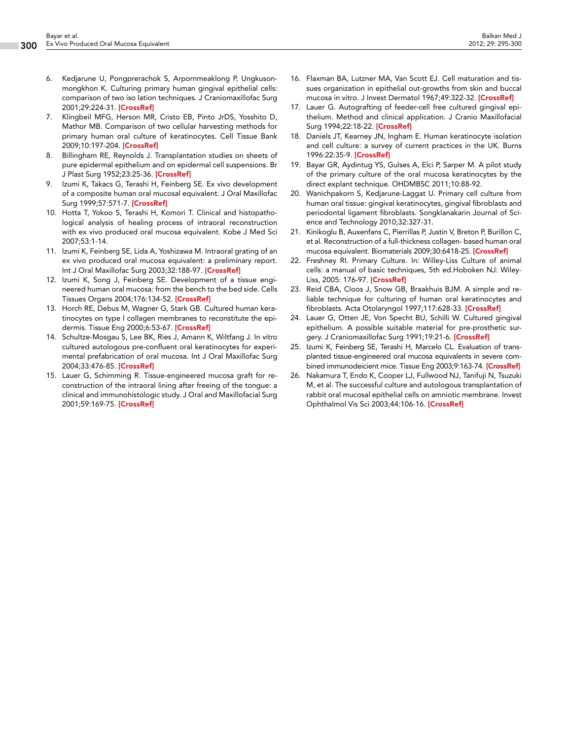6. Kedjarune U, Pongprerachok S, Arpornmeaklong P, Ungkusonmongkhon K. Culturing primary human gingival epithelial cells: comparison of two iso lation techniques. J Craniomaxillofac Surg 2001;29:224-31. [CrossRef]
7. Klingbeil MFG, Herson MR, Cristo EB, Pinto JrDS, Yosshito D, Mathor MB. Comparison of two cellular harvesting methods for primary human oral culture of keratinocytes. Cell Tissue Bank 2009;10:197-204. [CrossRef]
8. Billingham RE, Reynolds J. Transplantation studies on sheets of pure epidermal epithelium and on epidermal cell suspensions. Br J Plast Surg 1952;23:25-36. [CrossRef]
9. Izumi K, Takacs G, Terashi H, Feinberg SE. Ex vivo development of a composite human oral mucosal equivalent. J Oral Maxillofac Surg 1999;57:571-7. [CrossRef]
10. Hotta T, Yokoo S, Terashi H, Komori T. Clinical and histopathological analysis of healing process of intraoral reconstruction with ex vivo produced oral mucosa equivalent. Kobe J Med Sci 2007;53:1-14.
11. Izumi K, Feinberg SE, Lida A, Yoshizawa M. Intraoral grating of an ex vivo produced oral mucosa equivalent: a preliminary report. Int J Oral Maxillofac Surg 2003;32:188-97. [CrossRef]
12. Izumi K, Song J, Feinberg SE. Development of a tissue engineered human oral mucosa: from the bench to the bed side. Cells Tissues Organs 2004;176:134-52. [CrossRef]
13. Horch RE, Debus M, Wagner G, Stark GB. Cultured human keratinocytes on type I collagen membranes to reconstitute the epidermis. Tissue Eng 2000;6:53-67. [CrossRef]
14. Schultze-Mosgau S, Lee BK, Ries J, Amann K, Wiltfang J. In vitro cultured autologous pre-confluent oral keratinocytes for experimental prefabrication of oral mucosa. Int J Oral Maxillofac Surg 2004;33:476-85. [CrossRef]
15. Lauer G, Schimming R. Tissue-engineered mucosa graft for reconstruction of the intraoral lining after freeing of the tongue: a clinical and immunohistologic study. J Oral and Maxillofacial Surg 2001;59:169-75. [CrossRef]
16. Flaxman BA, Lutzner MA, Van Scott EJ. Cell maturation and tissues organization in epithelial out-growths from skin and buccal mucosa in vitro. J Invest Dermatol 1967;49:322-32. [CrossRef]
17. Lauer G. Autografting of feeder-cell free cultured gingival epithelium. Method and clinical application. J Cranio Maxillofacial Surg 1994;22:18-22. [CrossRef]
18. Daniels JT, Kearney JN, Ingham E. Human keratinocyte isolation and cell culture: a survey of current practices in the UK. Burns 1996:22:35-9. [CrossRef]
19. Bayar GR, Aydintug YS, Gulses A, Elci P, Sarper M. A pilot study of the primary culture of the oral mucosa keratinocytes by the direct explant technique. OHDMBSC 2011;10:88-92.
20. Wanichpakorn S, Kedjarune-Laggat U. Primary cell culture from human oral tissue: gingival keratinocytes, gingival fibroblasts and periodontal ligament fibroblasts. Songklanakarin Journal of Science and Technology 2010;32:327-31.
21. Kinikoglu B, Auxenfans C, Pierrillas P, Justin V, Breton P, Burillon C, et al. Reconstruction of a full-thickness collagen- based human oral mucosa equivalent. Biomaterials 2009;30:6418-25. [CrossRef]
22. Freshney RI. Primary Culture. In: Willey-Liss Culture of animal cells: a manual of basic techniques, 5th ed.Hoboken NJ: Wiley-Liss, 2005: 176-97. [CrossRef]
23. Reid CBA, Cloos J, Snow GB, Braakhuis BJM. A simple and reliable technique for culturing of human oral keratinocytes and fibroblasts. Acta Otolaryngol 1997;117:628-33. [CrossRef]
24. Lauer G, Otten JE, Von Specht BU, Schilli W. Cultured gingival epithelium. A possible suitable material for pre-prosthetic surgery. J Craniomaxillofac Surg 1991;19:21-6. [CrossRef]
25. Izumi K, Feinberg SE, Terashi H, Marcelo CL. Evaluation of transplanted tissue-engineered oral mucosa equivalents in severe combined immunodeicient mice. Tissue Eng 2003;9:163-74. [CrossRef]
26. Nakamura T, Endo K, Cooper LJ, Fullwood NJ, Tanifuji N, Tsuzuki M, et al. The successful culture and autologous transplantation of rabbit oral mucosal epithelial cells on amniotic membrane. Invest Ophthalmol Vis Sci 2003;44:106-16. [CrossRef]